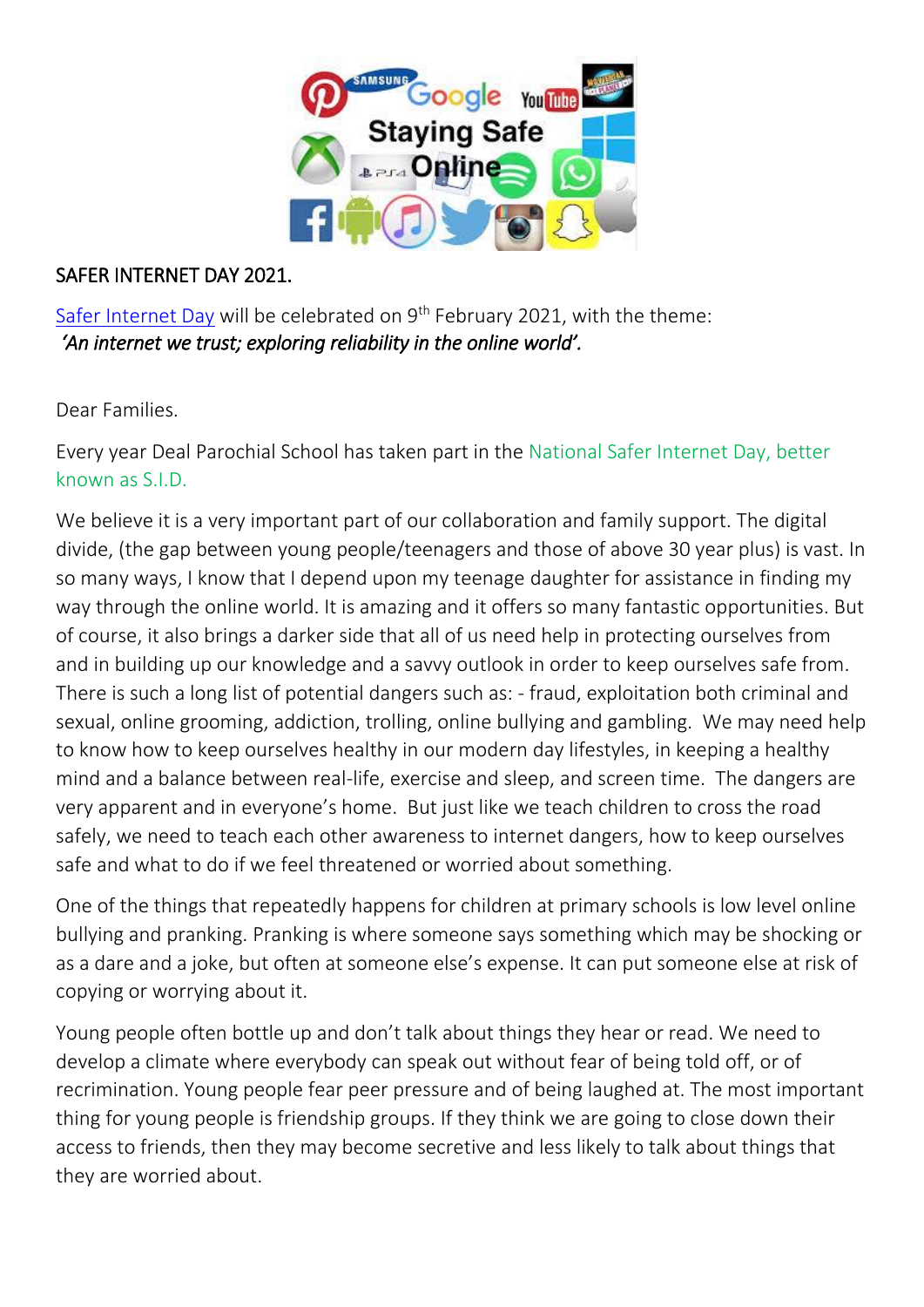SAFER INTERNET DAY 2021.

Safer Internet Day will be celebrated on 9th February 2021, with the theme:
*'An internet we trust; exploring reliability in the online world'.*

Dear Families.

Every year Deal Parochial School has taken part in the National Safer Internet Day, better known as S.I.D.

We believe it is a very important part of our collaboration and family support. The digital divide, (the gap between young people/teenagers and those of above 30 year plus) is vast. In so many ways, I know that I depend upon my teenage daughter for assistance in finding my way through the online world. It is amazing and it offers so many fantastic opportunities. But of course, it also brings a darker side that all of us need help in protecting ourselves from and in building up our knowledge and a savvy outlook in order to keep ourselves safe from. There is such a long list of potential dangers such as: - fraud, exploitation both criminal and sexual, online grooming, addiction, trolling, online bullying and gambling. We may need help to know how to keep ourselves healthy in our modern day lifestyles, in keeping a healthy mind and a balance between real-life, exercise and sleep, and screen time. The dangers are very apparent and in everyone's home. But just like we teach children to cross the road safely, we need to teach each other awareness to internet dangers, how to keep ourselves safe and what to do if we feel threatened or worried about something.

One of the things that repeatedly happens for children at primary schools is low level online bullying and pranking. Pranking is where someone says something which may be shocking or as a dare and a joke, but often at someone else's expense. It can put someone else at risk of copying or worrying about it.

Young people often bottle up and don't talk about things they hear or read. We need to develop a climate where everybody can speak out without fear of being told off, or of recrimination. Young people fear peer pressure and of being laughed at. The most important thing for young people is friendship groups. If they think we are going to close down their access to friends, then they may become secretive and less likely to talk about things that they are worried about.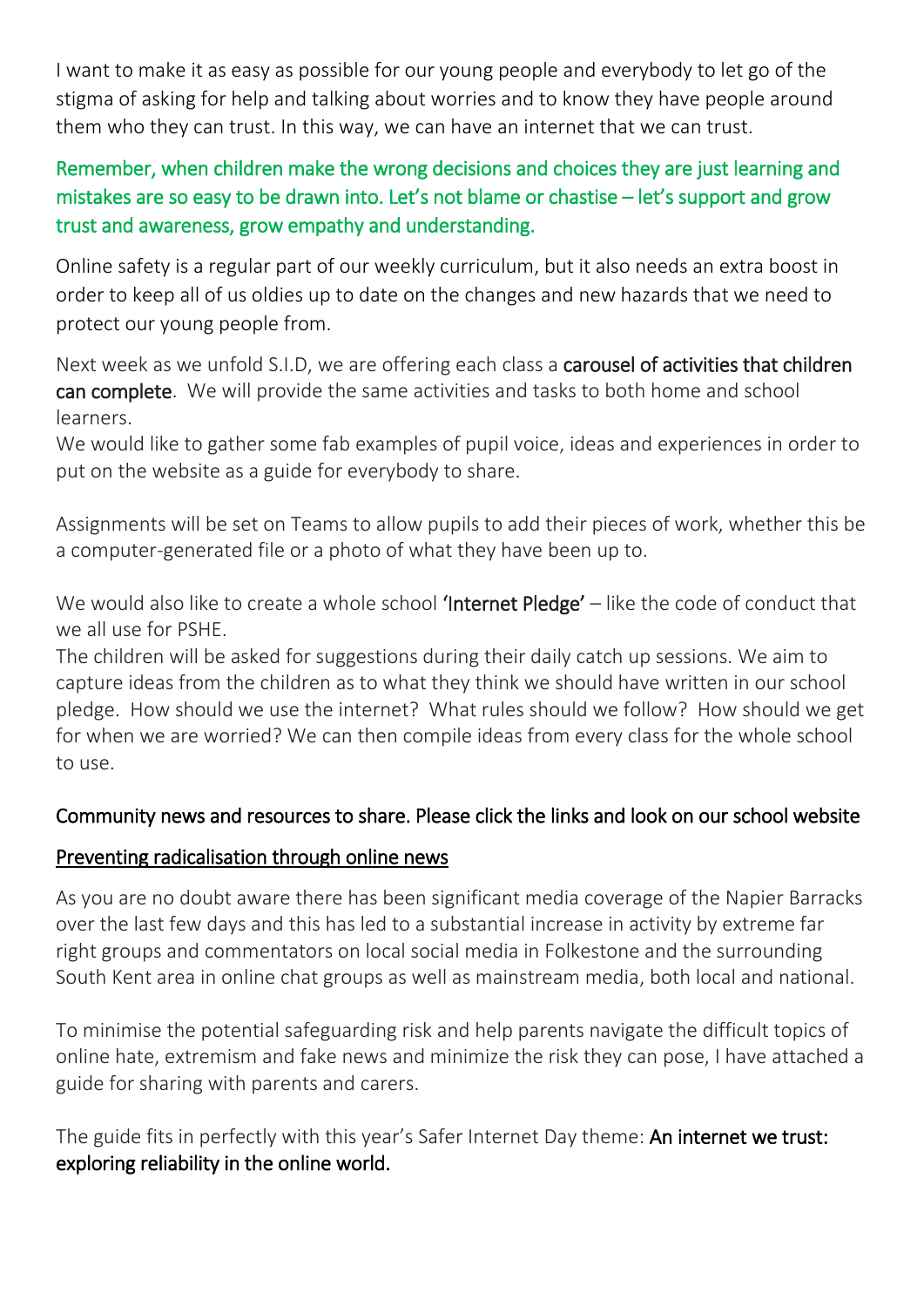I want to make it as easy as possible for our young people and everybody to let go of the stigma of asking for help and talking about worries and to know they have people around them who they can trust. In this way, we can have an internet that we can trust.

Remember, when children make the wrong decisions and choices they are just learning and mistakes are so easy to be drawn into. Let's not blame or chastise – let's support and grow trust and awareness, grow empathy and understanding.

Online safety is a regular part of our weekly curriculum, but it also needs an extra boost in order to keep all of us oldies up to date on the changes and new hazards that we need to protect our young people from.

Next week as we unfold S.I.D, we are offering each class a **carousel of activities that children can complete**. We will provide the same activities and tasks to both home and school learners.
We would like to gather some fab examples of pupil voice, ideas and experiences in order to put on the website as a guide for everybody to share.

Assignments will be set on Teams to allow pupils to add their pieces of work, whether this be a computer-generated file or a photo of what they have been up to.

We would also like to create a whole school **'Internet Pledge'** – like the code of conduct that we all use for PSHE.
The children will be asked for suggestions during their daily catch up sessions. We aim to capture ideas from the children as to what they think we should have written in our school pledge. How should we use the internet? What rules should we follow? How should we get for when we are worried? We can then compile ideas from every class for the whole school to use.

## Community news and resources to share. Please click the links and look on our school website

### Preventing radicalisation through online news

As you are no doubt aware there has been significant media coverage of the Napier Barracks over the last few days and this has led to a substantial increase in activity by extreme far right groups and commentators on local social media in Folkestone and the surrounding South Kent area in online chat groups as well as mainstream media, both local and national.

To minimise the potential safeguarding risk and help parents navigate the difficult topics of online hate, extremism and fake news and minimize the risk they can pose, I have attached a guide for sharing with parents and carers.

The guide fits in perfectly with this year's Safer Internet Day theme: **An internet we trust: exploring reliability in the online world.**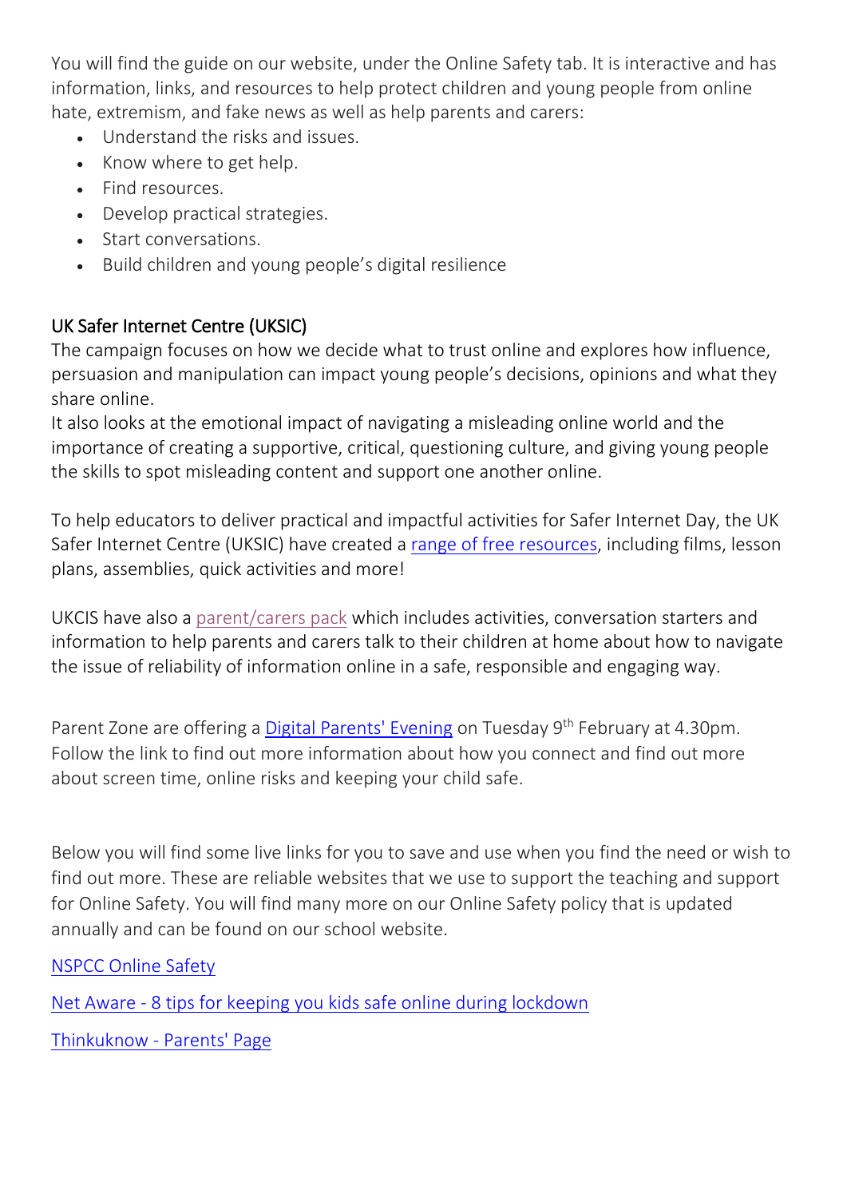You will find the guide on our website, under the Online Safety tab. It is interactive and has information, links, and resources to help protect children and young people from online hate, extremism, and fake news as well as help parents and carers:

- Understand the risks and issues.
- Know where to get help.
- Find resources.
- Develop practical strategies.
- Start conversations.
- Build children and young people's digital resilience

## UK Safer Internet Centre (UKSIC)

The campaign focuses on how we decide what to trust online and explores how influence, persuasion and manipulation can impact young people's decisions, opinions and what they share online.
It also looks at the emotional impact of navigating a misleading online world and the importance of creating a supportive, critical, questioning culture, and giving young people the skills to spot misleading content and support one another online.

To help educators to deliver practical and impactful activities for Safer Internet Day, the UK Safer Internet Centre (UKSIC) have created a range of free resources, including films, lesson plans, assemblies, quick activities and more!

UKCIS have also a parent/carers pack which includes activities, conversation starters and information to help parents and carers talk to their children at home about how to navigate the issue of reliability of information online in a safe, responsible and engaging way.

Parent Zone are offering a Digital Parents' Evening on Tuesday 9th February at 4.30pm. Follow the link to find out more information about how you connect and find out more about screen time, online risks and keeping your child safe.

Below you will find some live links for you to save and use when you find the need or wish to find out more. These are reliable websites that we use to support the teaching and support for Online Safety. You will find many more on our Online Safety policy that is updated annually and can be found on our school website.

NSPCC Online Safety

Net Aware - 8 tips for keeping you kids safe online during lockdown

Thinkuknow - Parents' Page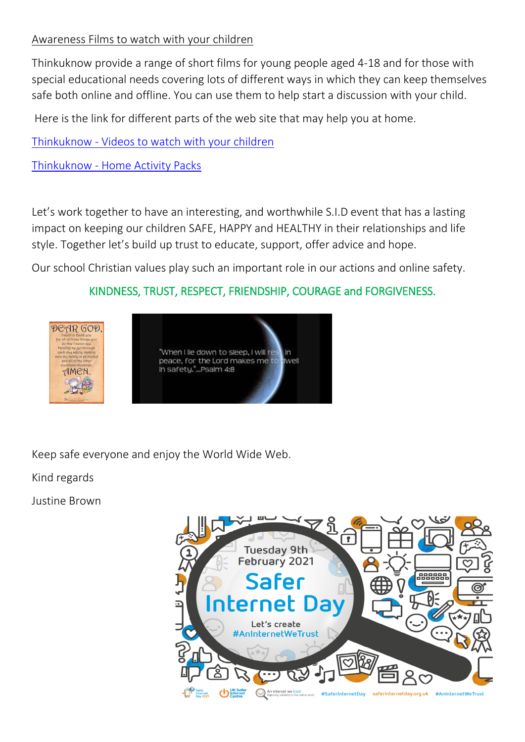Awareness Films to watch with your children

Thinkuknow provide a range of short films for young people aged 4-18 and for those with special educational needs covering lots of different ways in which they can keep themselves safe both online and offline. You can use them to help start a discussion with your child.

Here is the link for different parts of the web site that may help you at home.

Thinkuknow - Videos to watch with your children

Thinkuknow - Home Activity Packs

Let's work together to have an interesting, and worthwhile S.I.D event that has a lasting impact on keeping our children SAFE, HAPPY and HEALTHY in their relationships and life style. Together let's build up trust to educate, support, offer advice and hope.

Our school Christian values play such an important role in our actions and online safety.

KINDNESS, TRUST, RESPECT, FRIENDSHIP, COURAGE and FORGIVENESS.

Keep safe everyone and enjoy the World Wide Web.

Kind regards

Justine Brown